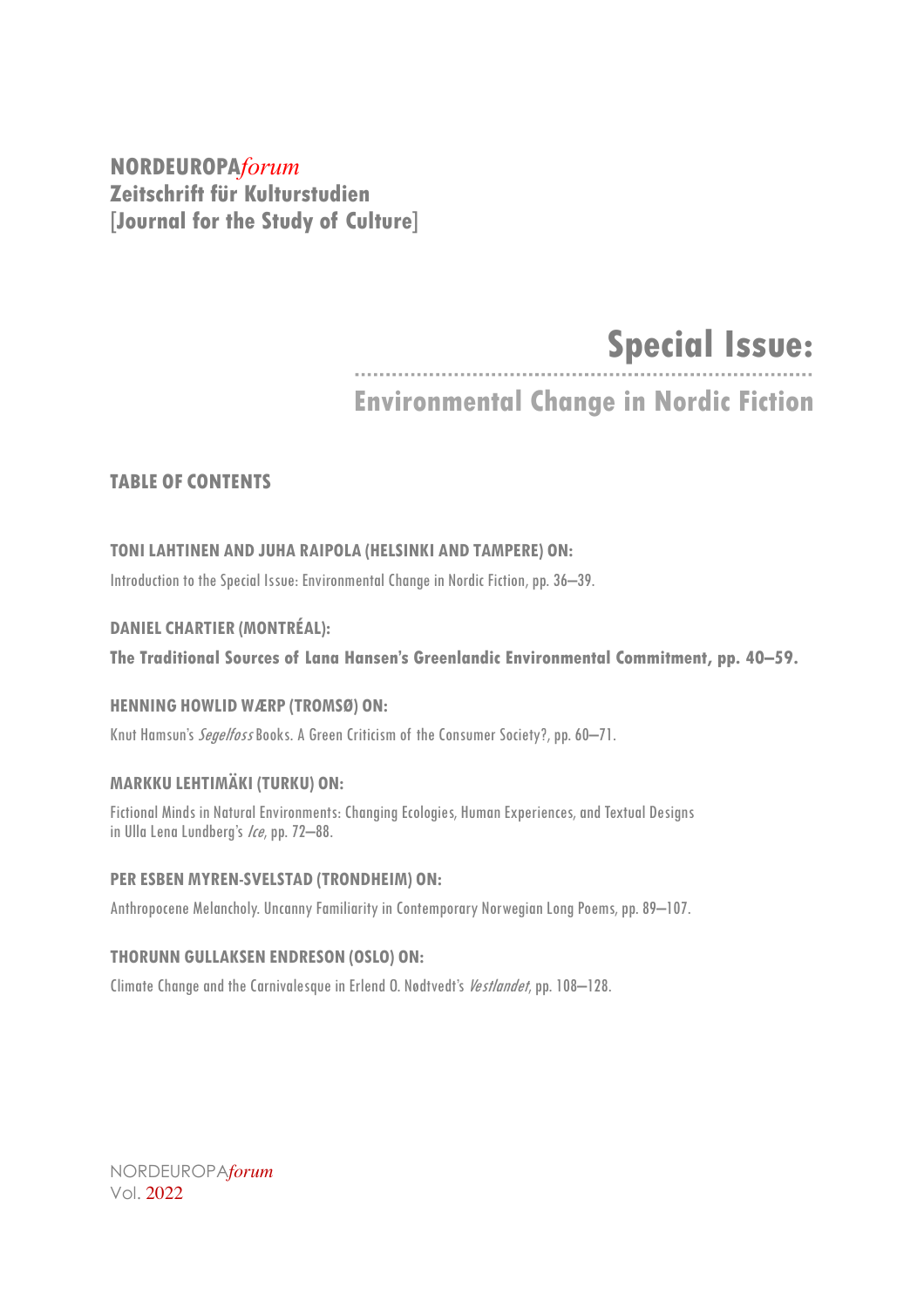**NORDEUROPA*forum***
**Zeitschrift für Kulturstudien**
**[Journal for the Study of Culture]**

# Special Issue:

## Environmental Change in Nordic Fiction

### TABLE OF CONTENTS

**TONI LAHTINEN AND JUHA RAIPOLA (HELSINKI AND TAMPERE) ON:**

Introduction to the Special Issue: Environmental Change in Nordic Fiction, pp. 36–39.

**DANIEL CHARTIER (MONTRÉAL):**

**The Traditional Sources of Lana Hansen's Greenlandic Environmental Commitment, pp. 40–59.**

**HENNING HOWLID WÆRP (TROMSØ) ON:**

Knut Hamsun's *Segelfoss* Books. A Green Criticism of the Consumer Society?, pp. 60–71.

**MARKKU LEHTIMÄKI (TURKU) ON:**

Fictional Minds in Natural Environments: Changing Ecologies, Human Experiences, and Textual Designs in Ulla Lena Lundberg's *Ice*, pp. 72–88.

**PER ESBEN MYREN-SVELSTAD (TRONDHEIM) ON:**

Anthropocene Melancholy. Uncanny Familiarity in Contemporary Norwegian Long Poems, pp. 89–107.

**THORUNN GULLAKSEN ENDRESON (OSLO) ON:**

Climate Change and the Carnivalesque in Erlend O. Nødtvedt's *Vestlandet*, pp. 108–128.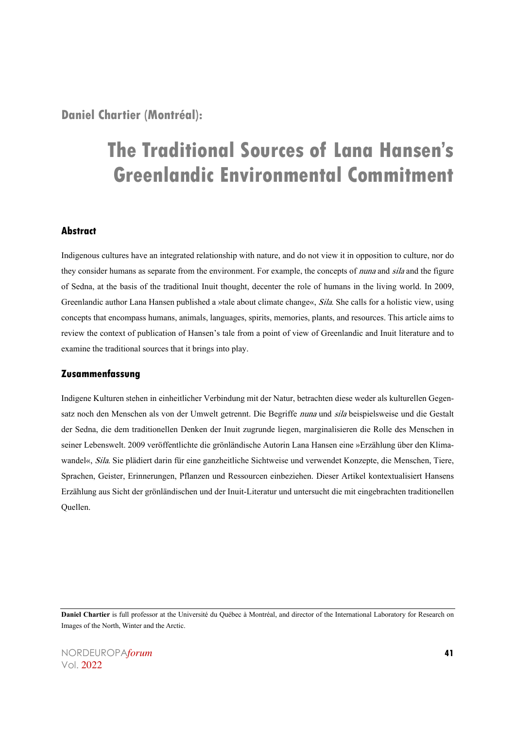**Daniel Chartier (Montréal):**

# The Traditional Sources of Lana Hansen's Greenlandic Environmental Commitment

## Abstract

Indigenous cultures have an integrated relationship with nature, and do not view it in opposition to culture, nor do they consider humans as separate from the environment. For example, the concepts of *nuna* and *sila* and the figure of Sedna, at the basis of the traditional Inuit thought, decenter the role of humans in the living world. In 2009, Greenlandic author Lana Hansen published a »tale about climate change«, *Sila*. She calls for a holistic view, using concepts that encompass humans, animals, languages, spirits, memories, plants, and resources. This article aims to review the context of publication of Hansen's tale from a point of view of Greenlandic and Inuit literature and to examine the traditional sources that it brings into play.

## Zusammenfassung

Indigene Kulturen stehen in einheitlicher Verbindung mit der Natur, betrachten diese weder als kulturellen Gegensatz noch den Menschen als von der Umwelt getrennt. Die Begriffe *nuna* und *sila* beispielsweise und die Gestalt der Sedna, die dem traditionellen Denken der Inuit zugrunde liegen, marginalisieren die Rolle des Menschen in seiner Lebenswelt. 2009 veröffentlichte die grönländische Autorin Lana Hansen eine »Erzählung über den Klimawandel«, *Sila*. Sie plädiert darin für eine ganzheitliche Sichtweise und verwendet Konzepte, die Menschen, Tiere, Sprachen, Geister, Erinnerungen, Pflanzen und Ressourcen einbeziehen. Dieser Artikel kontextualisiert Hansens Erzählung aus Sicht der grönländischen und der Inuit-Literatur und untersucht die mit eingebrachten traditionellen Quellen.

---

**Daniel Chartier** is full professor at the Université du Québec à Montréal, and director of the International Laboratory for Research on Images of the North, Winter and the Arctic.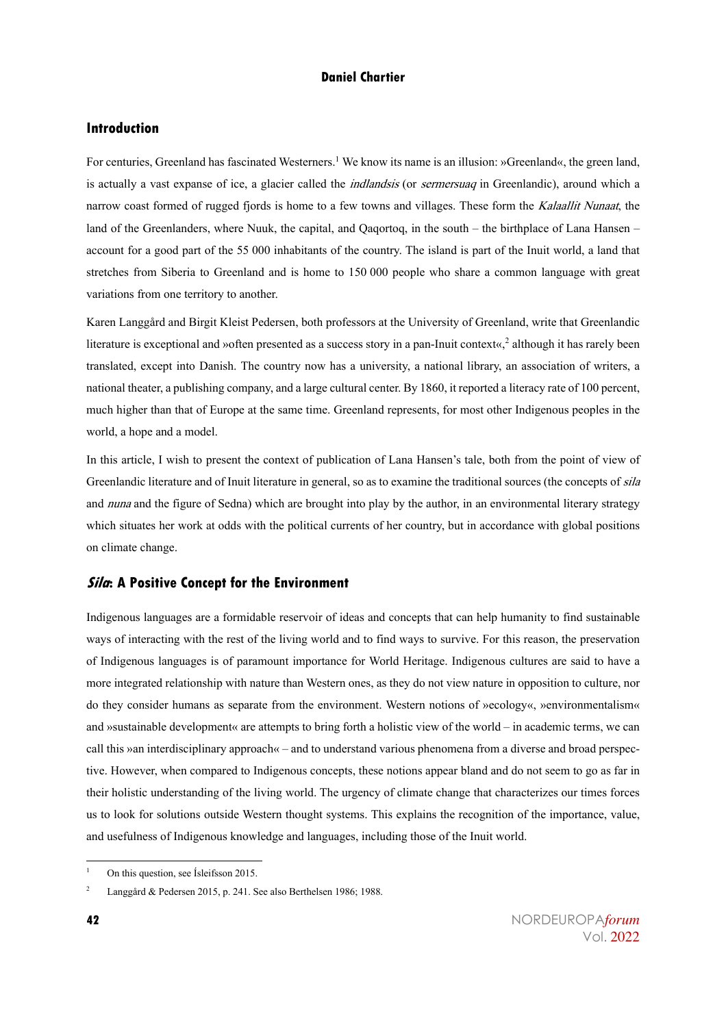## Introduction

For centuries, Greenland has fascinated Westerners.[1] We know its name is an illusion: »Greenland«, the green land, is actually a vast expanse of ice, a glacier called the *indlandsis* (or *sermersuaq* in Greenlandic), around which a narrow coast formed of rugged fjords is home to a few towns and villages. These form the *Kalaallit Nunaat*, the land of the Greenlanders, where Nuuk, the capital, and Qaqortoq, in the south – the birthplace of Lana Hansen – account for a good part of the 55 000 inhabitants of the country. The island is part of the Inuit world, a land that stretches from Siberia to Greenland and is home to 150 000 people who share a common language with great variations from one territory to another.

Karen Langgård and Birgit Kleist Pedersen, both professors at the University of Greenland, write that Greenlandic literature is exceptional and »often presented as a success story in a pan-Inuit context«,[2] although it has rarely been translated, except into Danish. The country now has a university, a national library, an association of writers, a national theater, a publishing company, and a large cultural center. By 1860, it reported a literacy rate of 100 percent, much higher than that of Europe at the same time. Greenland represents, for most other Indigenous peoples in the world, a hope and a model.

In this article, I wish to present the context of publication of Lana Hansen's tale, both from the point of view of Greenlandic literature and of Inuit literature in general, so as to examine the traditional sources (the concepts of *sila* and *nuna* and the figure of Sedna) which are brought into play by the author, in an environmental literary strategy which situates her work at odds with the political currents of her country, but in accordance with global positions on climate change.

## *Sila*: A Positive Concept for the Environment

Indigenous languages are a formidable reservoir of ideas and concepts that can help humanity to find sustainable ways of interacting with the rest of the living world and to find ways to survive. For this reason, the preservation of Indigenous languages is of paramount importance for World Heritage. Indigenous cultures are said to have a more integrated relationship with nature than Western ones, as they do not view nature in opposition to culture, nor do they consider humans as separate from the environment. Western notions of »ecology«, »environmentalism« and »sustainable development« are attempts to bring forth a holistic view of the world – in academic terms, we can call this »an interdisciplinary approach« – and to understand various phenomena from a diverse and broad perspective. However, when compared to Indigenous concepts, these notions appear bland and do not seem to go as far in their holistic understanding of the living world. The urgency of climate change that characterizes our times forces us to look for solutions outside Western thought systems. This explains the recognition of the importance, value, and usefulness of Indigenous knowledge and languages, including those of the Inuit world.

---

[1] On this question, see Ísleifsson 2015.

[2] Langgård & Pedersen 2015, p. 241. See also Berthelsen 1986; 1988.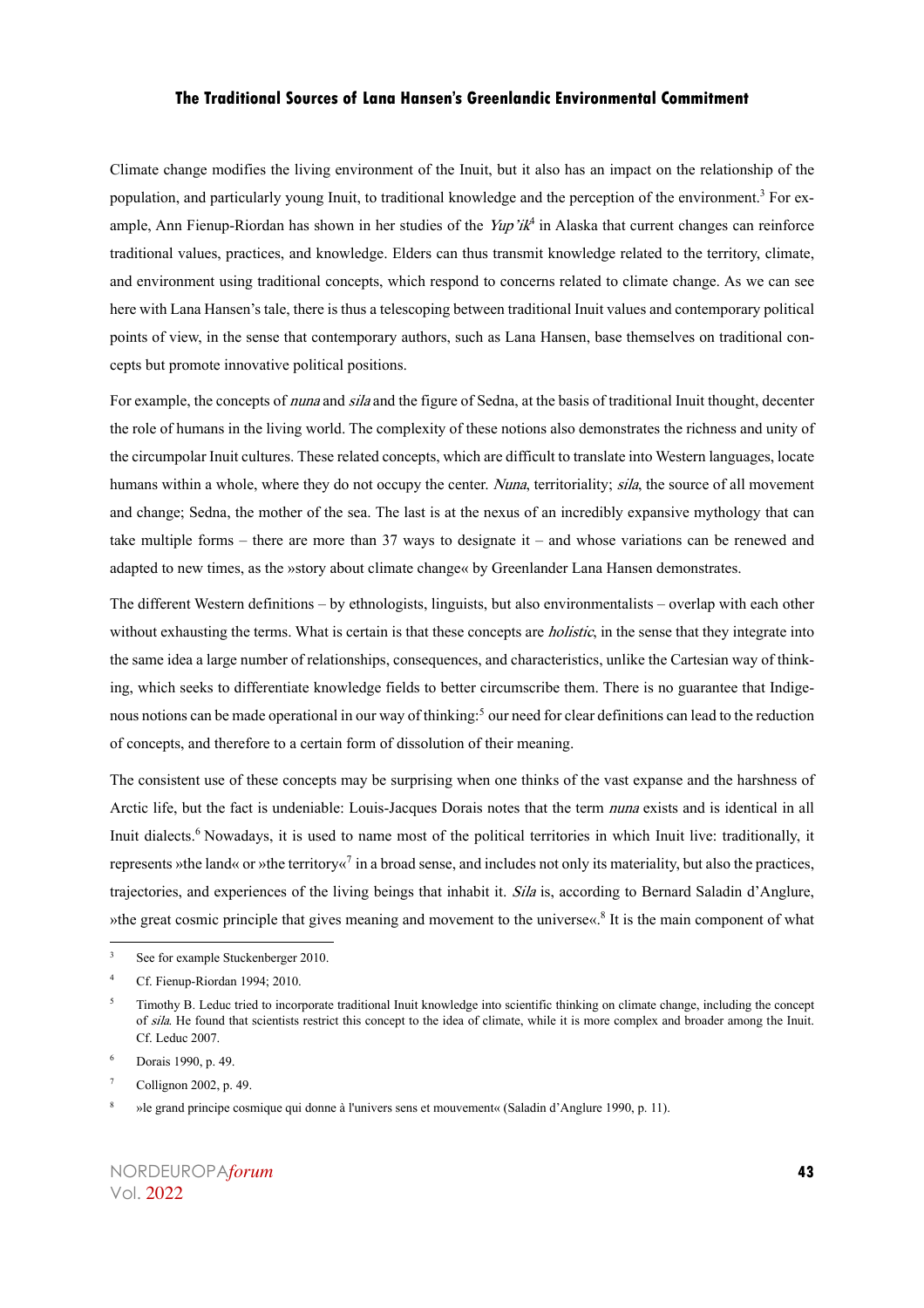Climate change modifies the living environment of the Inuit, but it also has an impact on the relationship of the population, and particularly young Inuit, to traditional knowledge and the perception of the environment.[3] For example, Ann Fienup-Riordan has shown in her studies of the *Yup'ik*[4] in Alaska that current changes can reinforce traditional values, practices, and knowledge. Elders can thus transmit knowledge related to the territory, climate, and environment using traditional concepts, which respond to concerns related to climate change. As we can see here with Lana Hansen's tale, there is thus a telescoping between traditional Inuit values and contemporary political points of view, in the sense that contemporary authors, such as Lana Hansen, base themselves on traditional concepts but promote innovative political positions.

For example, the concepts of *nuna* and *sila* and the figure of Sedna, at the basis of traditional Inuit thought, decenter the role of humans in the living world. The complexity of these notions also demonstrates the richness and unity of the circumpolar Inuit cultures. These related concepts, which are difficult to translate into Western languages, locate humans within a whole, where they do not occupy the center. *Nuna*, territoriality; *sila*, the source of all movement and change; Sedna, the mother of the sea. The last is at the nexus of an incredibly expansive mythology that can take multiple forms – there are more than 37 ways to designate it – and whose variations can be renewed and adapted to new times, as the »story about climate change« by Greenlander Lana Hansen demonstrates.

The different Western definitions – by ethnologists, linguists, but also environmentalists – overlap with each other without exhausting the terms. What is certain is that these concepts are *holistic*, in the sense that they integrate into the same idea a large number of relationships, consequences, and characteristics, unlike the Cartesian way of thinking, which seeks to differentiate knowledge fields to better circumscribe them. There is no guarantee that Indigenous notions can be made operational in our way of thinking:[5] our need for clear definitions can lead to the reduction of concepts, and therefore to a certain form of dissolution of their meaning.

The consistent use of these concepts may be surprising when one thinks of the vast expanse and the harshness of Arctic life, but the fact is undeniable: Louis-Jacques Dorais notes that the term *nuna* exists and is identical in all Inuit dialects.[6] Nowadays, it is used to name most of the political territories in which Inuit live: traditionally, it represents »the land« or »the territory«[7] in a broad sense, and includes not only its materiality, but also the practices, trajectories, and experiences of the living beings that inhabit it. *Sila* is, according to Bernard Saladin d'Anglure, »the great cosmic principle that gives meaning and movement to the universe«.[8] It is the main component of what

[3] See for example Stuckenberger 2010.

[4] Cf. Fienup-Riordan 1994; 2010.

[5] Timothy B. Leduc tried to incorporate traditional Inuit knowledge into scientific thinking on climate change, including the concept of *sila*. He found that scientists restrict this concept to the idea of climate, while it is more complex and broader among the Inuit. Cf. Leduc 2007.

[6] Dorais 1990, p. 49.

[7] Collignon 2002, p. 49.

[8] »le grand principe cosmique qui donne à l'univers sens et mouvement« (Saladin d'Anglure 1990, p. 11).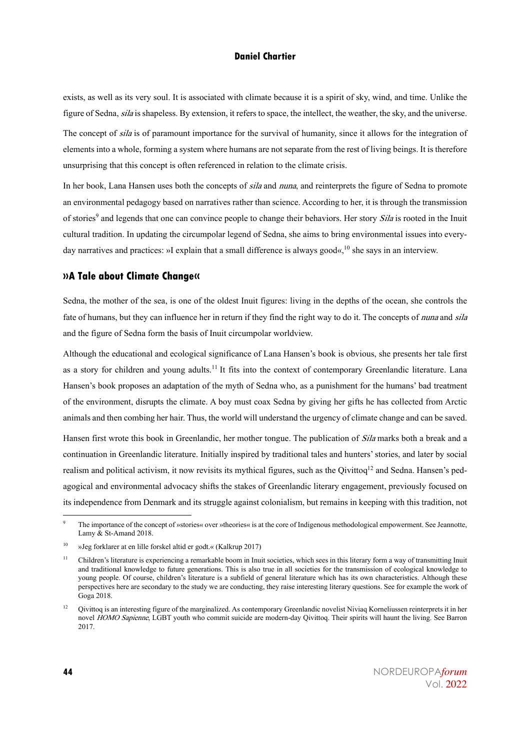exists, as well as its very soul. It is associated with climate because it is a spirit of sky, wind, and time. Unlike the figure of Sedna, *sila* is shapeless. By extension, it refers to space, the intellect, the weather, the sky, and the universe.

The concept of *sila* is of paramount importance for the survival of humanity, since it allows for the integration of elements into a whole, forming a system where humans are not separate from the rest of living beings. It is therefore unsurprising that this concept is often referenced in relation to the climate crisis.

In her book, Lana Hansen uses both the concepts of *sila* and *nuna*, and reinterprets the figure of Sedna to promote an environmental pedagogy based on narratives rather than science. According to her, it is through the transmission of stories[9] and legends that one can convince people to change their behaviors. Her story *Sila* is rooted in the Inuit cultural tradition. In updating the circumpolar legend of Sedna, she aims to bring environmental issues into everyday narratives and practices: »I explain that a small difference is always good«,[10] she says in an interview.

## »A Tale about Climate Change«

Sedna, the mother of the sea, is one of the oldest Inuit figures: living in the depths of the ocean, she controls the fate of humans, but they can influence her in return if they find the right way to do it. The concepts of *nuna* and *sila* and the figure of Sedna form the basis of Inuit circumpolar worldview.

Although the educational and ecological significance of Lana Hansen's book is obvious, she presents her tale first as a story for children and young adults.[11] It fits into the context of contemporary Greenlandic literature. Lana Hansen's book proposes an adaptation of the myth of Sedna who, as a punishment for the humans' bad treatment of the environment, disrupts the climate. A boy must coax Sedna by giving her gifts he has collected from Arctic animals and then combing her hair. Thus, the world will understand the urgency of climate change and can be saved.

Hansen first wrote this book in Greenlandic, her mother tongue. The publication of *Sila* marks both a break and a continuation in Greenlandic literature. Initially inspired by traditional tales and hunters' stories, and later by social realism and political activism, it now revisits its mythical figures, such as the Qivittoq[12] and Sedna. Hansen's pedagogical and environmental advocacy shifts the stakes of Greenlandic literary engagement, previously focused on its independence from Denmark and its struggle against colonialism, but remains in keeping with this tradition, not

---

[9] The importance of the concept of »stories« over »theories« is at the core of Indigenous methodological empowerment. See Jeannotte, Lamy & St-Amand 2018.

[10] »Jeg forklarer at en lille forskel altid er godt.« (Kalkrup 2017)

[11] Children's literature is experiencing a remarkable boom in Inuit societies, which sees in this literary form a way of transmitting Inuit and traditional knowledge to future generations. This is also true in all societies for the transmission of ecological knowledge to young people. Of course, children's literature is a subfield of general literature which has its own characteristics. Although these perspectives here are secondary to the study we are conducting, they raise interesting literary questions. See for example the work of Goga 2018.

[12] Qivittoq is an interesting figure of the marginalized. As contemporary Greenlandic novelist Niviaq Korneliussen reinterprets it in her novel *HOMO Sapienne*, LGBT youth who commit suicide are modern-day Qivittoq. Their spirits will haunt the living. See Barron 2017.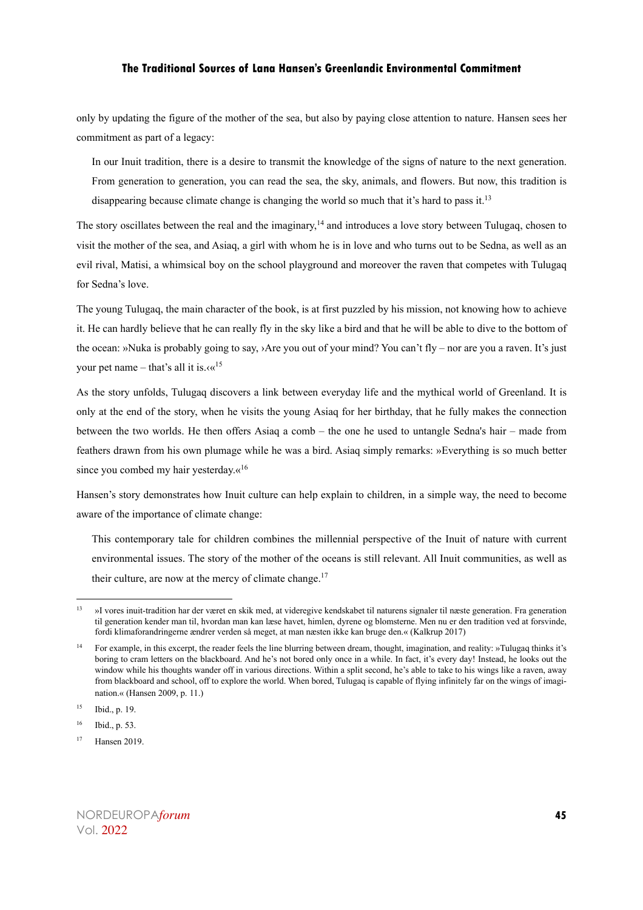only by updating the figure of the mother of the sea, but also by paying close attention to nature. Hansen sees her commitment as part of a legacy:

> In our Inuit tradition, there is a desire to transmit the knowledge of the signs of nature to the next generation. From generation to generation, you can read the sea, the sky, animals, and flowers. But now, this tradition is disappearing because climate change is changing the world so much that it's hard to pass it.[13]

The story oscillates between the real and the imaginary,[14] and introduces a love story between Tulugaq, chosen to visit the mother of the sea, and Asiaq, a girl with whom he is in love and who turns out to be Sedna, as well as an evil rival, Matisi, a whimsical boy on the school playground and moreover the raven that competes with Tulugaq for Sedna's love.

The young Tulugaq, the main character of the book, is at first puzzled by his mission, not knowing how to achieve it. He can hardly believe that he can really fly in the sky like a bird and that he will be able to dive to the bottom of the ocean: »Nuka is probably going to say, ›Are you out of your mind? You can't fly – nor are you a raven. It's just your pet name – that's all it is.‹«[15]

As the story unfolds, Tulugaq discovers a link between everyday life and the mythical world of Greenland. It is only at the end of the story, when he visits the young Asiaq for her birthday, that he fully makes the connection between the two worlds. He then offers Asiaq a comb – the one he used to untangle Sedna's hair – made from feathers drawn from his own plumage while he was a bird. Asiaq simply remarks: »Everything is so much better since you combed my hair yesterday.«[16]

Hansen's story demonstrates how Inuit culture can help explain to children, in a simple way, the need to become aware of the importance of climate change:

> This contemporary tale for children combines the millennial perspective of the Inuit of nature with current environmental issues. The story of the mother of the oceans is still relevant. All Inuit communities, as well as their culture, are now at the mercy of climate change.[17]

---

[13] »I vores inuit-tradition har der været en skik med, at videregive kendskabet til naturens signaler til næste generation. Fra generation til generation kender man til, hvordan man kan læse havet, himlen, dyrene og blomsterne. Men nu er den tradition ved at forsvinde, fordi klimaforandringerne ændrer verden så meget, at man næsten ikke kan bruge den.« (Kalkrup 2017)

[14] For example, in this excerpt, the reader feels the line blurring between dream, thought, imagination, and reality: »Tulugaq thinks it's boring to cram letters on the blackboard. And he's not bored only once in a while. In fact, it's every day! Instead, he looks out the window while his thoughts wander off in various directions. Within a split second, he's able to take to his wings like a raven, away from blackboard and school, off to explore the world. When bored, Tulugaq is capable of flying infinitely far on the wings of imagination.« (Hansen 2009, p. 11.)

[15] Ibid., p. 19.

[16] Ibid., p. 53.

[17] Hansen 2019.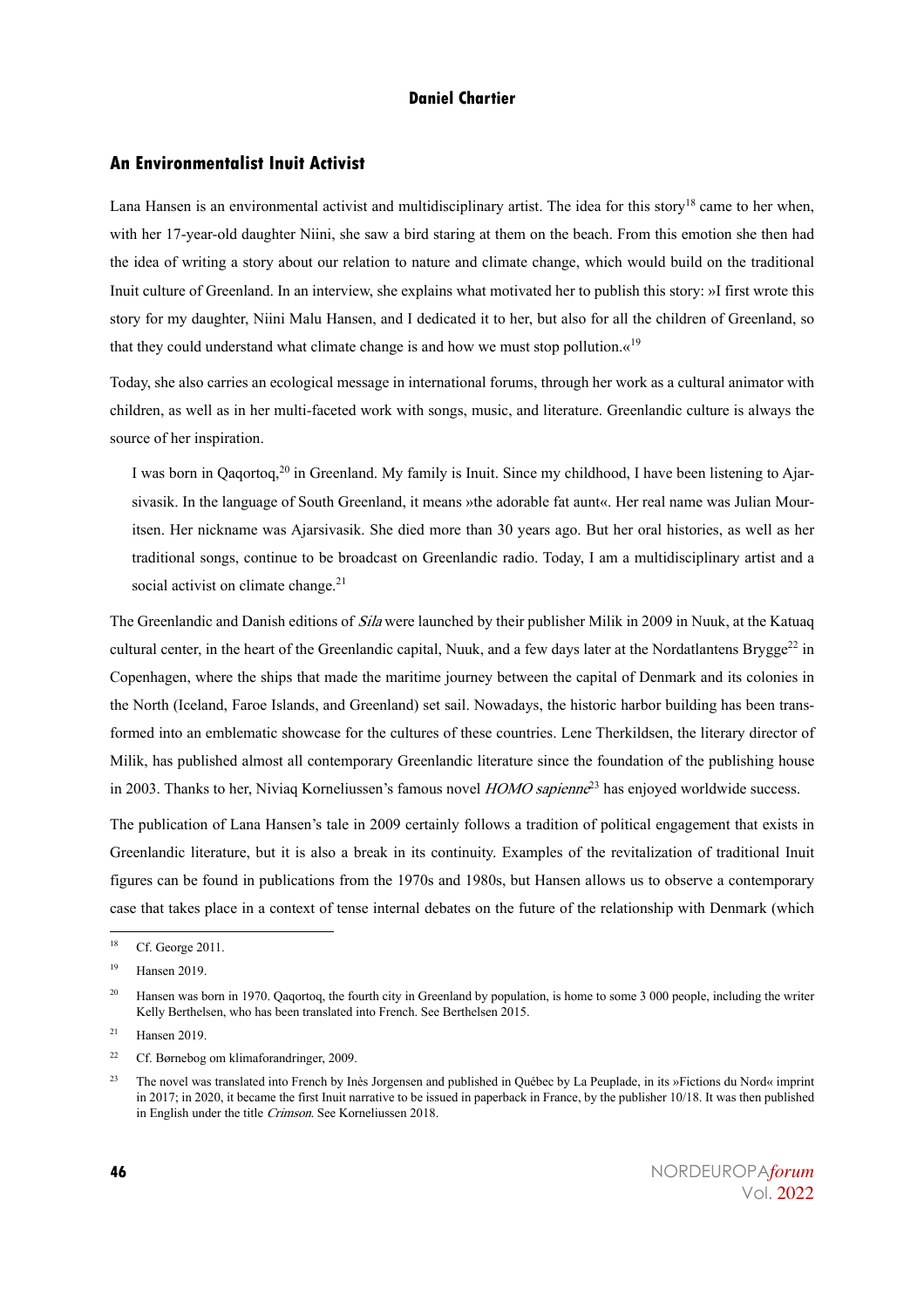## An Environmentalist Inuit Activist

Lana Hansen is an environmental activist and multidisciplinary artist. The idea for this story[18] came to her when, with her 17-year-old daughter Niini, she saw a bird staring at them on the beach. From this emotion she then had the idea of writing a story about our relation to nature and climate change, which would build on the traditional Inuit culture of Greenland. In an interview, she explains what motivated her to publish this story: »I first wrote this story for my daughter, Niini Malu Hansen, and I dedicated it to her, but also for all the children of Greenland, so that they could understand what climate change is and how we must stop pollution.«[19]

Today, she also carries an ecological message in international forums, through her work as a cultural animator with children, as well as in her multi-faceted work with songs, music, and literature. Greenlandic culture is always the source of her inspiration.

> I was born in Qaqortoq,[20] in Greenland. My family is Inuit. Since my childhood, I have been listening to Ajarsivasik. In the language of South Greenland, it means »the adorable fat aunt«. Her real name was Julian Mouritsen. Her nickname was Ajarsivasik. She died more than 30 years ago. But her oral histories, as well as her traditional songs, continue to be broadcast on Greenlandic radio. Today, I am a multidisciplinary artist and a social activist on climate change.[21]

The Greenlandic and Danish editions of *Sila* were launched by their publisher Milik in 2009 in Nuuk, at the Katuaq cultural center, in the heart of the Greenlandic capital, Nuuk, and a few days later at the Nordatlantens Brygge[22] in Copenhagen, where the ships that made the maritime journey between the capital of Denmark and its colonies in the North (Iceland, Faroe Islands, and Greenland) set sail. Nowadays, the historic harbor building has been transformed into an emblematic showcase for the cultures of these countries. Lene Therkildsen, the literary director of Milik, has published almost all contemporary Greenlandic literature since the foundation of the publishing house in 2003. Thanks to her, Niviaq Korneliussen's famous novel *HOMO sapienne*[23] has enjoyed worldwide success.

The publication of Lana Hansen's tale in 2009 certainly follows a tradition of political engagement that exists in Greenlandic literature, but it is also a break in its continuity. Examples of the revitalization of traditional Inuit figures can be found in publications from the 1970s and 1980s, but Hansen allows us to observe a contemporary case that takes place in a context of tense internal debates on the future of the relationship with Denmark (which

---

[18] Cf. George 2011.

[19] Hansen 2019.

[20] Hansen was born in 1970. Qaqortoq, the fourth city in Greenland by population, is home to some 3 000 people, including the writer Kelly Berthelsen, who has been translated into French. See Berthelsen 2015.

[21] Hansen 2019.

[22] Cf. Børnebog om klimaforandringer, 2009.

[23] The novel was translated into French by Inès Jorgensen and published in Québec by La Peuplade, in its »Fictions du Nord« imprint in 2017; in 2020, it became the first Inuit narrative to be issued in paperback in France, by the publisher 10/18. It was then published in English under the title *Crimson*. See Korneliussen 2018.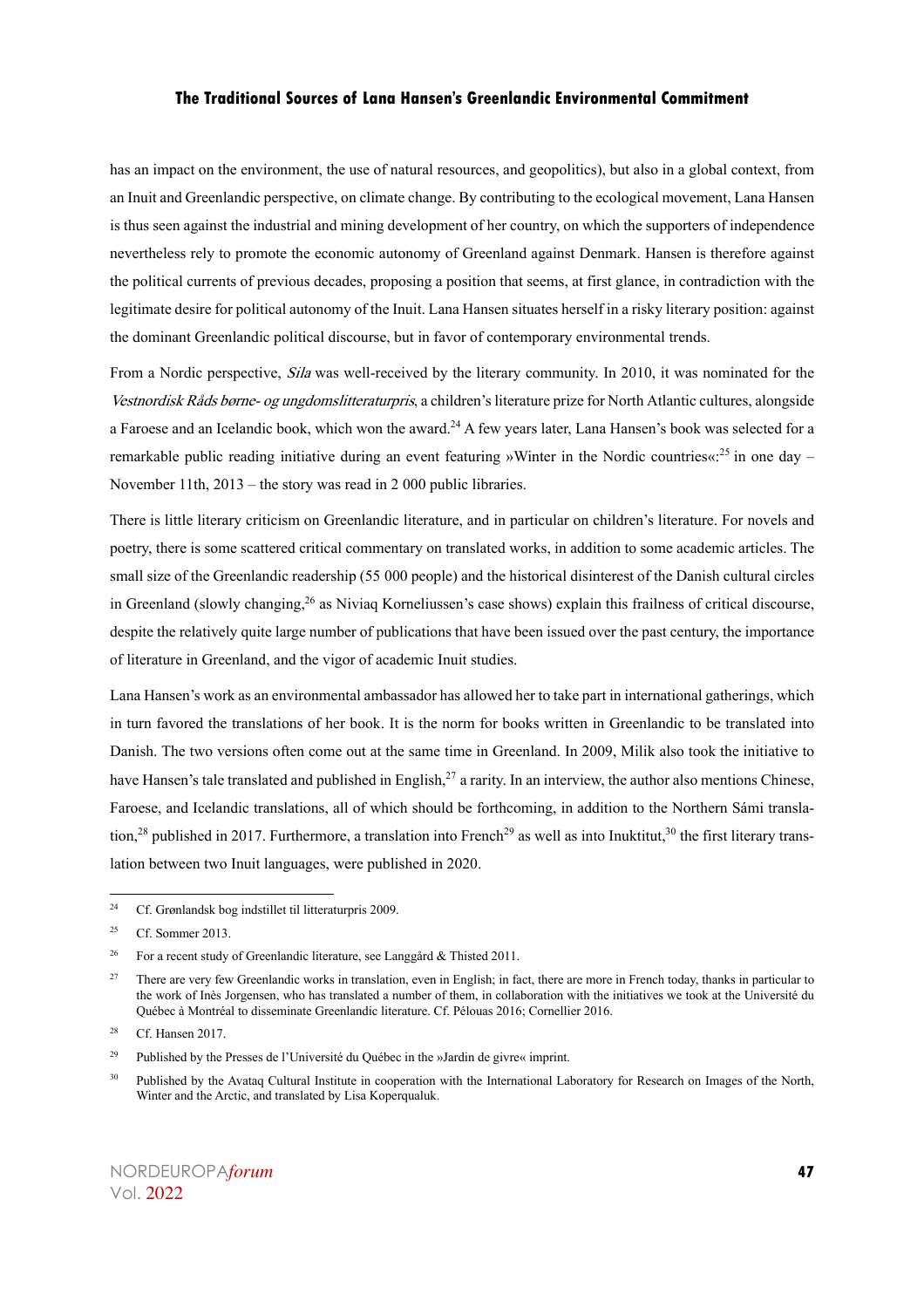has an impact on the environment, the use of natural resources, and geopolitics), but also in a global context, from an Inuit and Greenlandic perspective, on climate change. By contributing to the ecological movement, Lana Hansen is thus seen against the industrial and mining development of her country, on which the supporters of independence nevertheless rely to promote the economic autonomy of Greenland against Denmark. Hansen is therefore against the political currents of previous decades, proposing a position that seems, at first glance, in contradiction with the legitimate desire for political autonomy of the Inuit. Lana Hansen situates herself in a risky literary position: against the dominant Greenlandic political discourse, but in favor of contemporary environmental trends.

From a Nordic perspective, *Sila* was well-received by the literary community. In 2010, it was nominated for the *Vestnordisk Råds børne- og ungdomslitteraturpris*, a children's literature prize for North Atlantic cultures, alongside a Faroese and an Icelandic book, which won the award.[24] A few years later, Lana Hansen's book was selected for a remarkable public reading initiative during an event featuring »Winter in the Nordic countries«:[25] in one day – November 11th, 2013 – the story was read in 2 000 public libraries.

There is little literary criticism on Greenlandic literature, and in particular on children's literature. For novels and poetry, there is some scattered critical commentary on translated works, in addition to some academic articles. The small size of the Greenlandic readership (55 000 people) and the historical disinterest of the Danish cultural circles in Greenland (slowly changing,[26] as Niviaq Korneliussen's case shows) explain this frailness of critical discourse, despite the relatively quite large number of publications that have been issued over the past century, the importance of literature in Greenland, and the vigor of academic Inuit studies.

Lana Hansen's work as an environmental ambassador has allowed her to take part in international gatherings, which in turn favored the translations of her book. It is the norm for books written in Greenlandic to be translated into Danish. The two versions often come out at the same time in Greenland. In 2009, Milik also took the initiative to have Hansen's tale translated and published in English,[27] a rarity. In an interview, the author also mentions Chinese, Faroese, and Icelandic translations, all of which should be forthcoming, in addition to the Northern Sámi translation,[28] published in 2017. Furthermore, a translation into French[29] as well as into Inuktitut,[30] the first literary translation between two Inuit languages, were published in 2020.

---

[24] Cf. Grønlandsk bog indstillet til litteraturpris 2009.

[25] Cf. Sommer 2013.

[26] For a recent study of Greenlandic literature, see Langgård & Thisted 2011.

[27] There are very few Greenlandic works in translation, even in English; in fact, there are more in French today, thanks in particular to the work of Inès Jorgensen, who has translated a number of them, in collaboration with the initiatives we took at the Université du Québec à Montréal to disseminate Greenlandic literature. Cf. Pélouas 2016; Cornellier 2016.

[28] Cf. Hansen 2017.

[29] Published by the Presses de l'Université du Québec in the »Jardin de givre« imprint.

[30] Published by the Avataq Cultural Institute in cooperation with the International Laboratory for Research on Images of the North, Winter and the Arctic, and translated by Lisa Koperqualuk.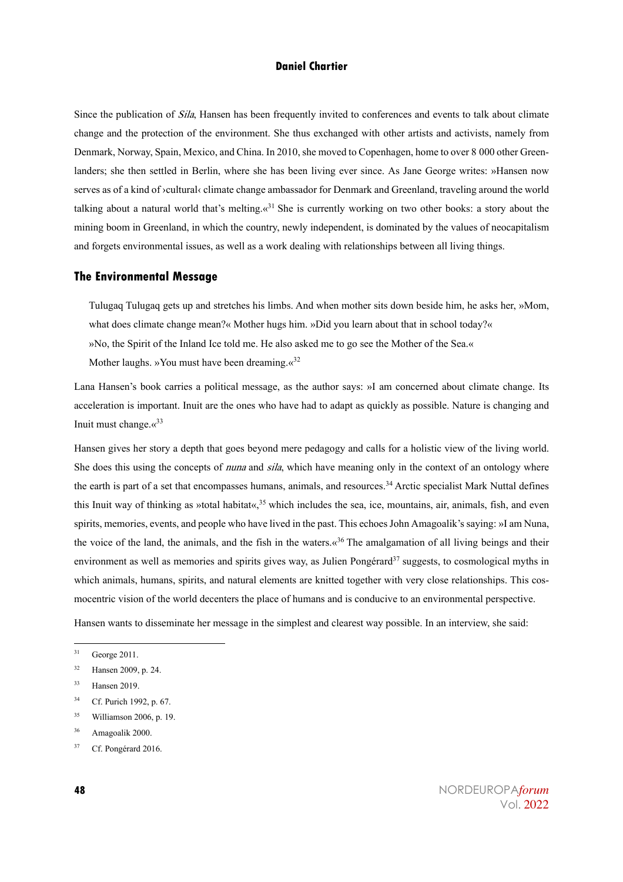Since the publication of *Sila*, Hansen has been frequently invited to conferences and events to talk about climate change and the protection of the environment. She thus exchanged with other artists and activists, namely from Denmark, Norway, Spain, Mexico, and China. In 2010, she moved to Copenhagen, home to over 8 000 other Greenlanders; she then settled in Berlin, where she has been living ever since. As Jane George writes: »Hansen now serves as of a kind of ›cultural‹ climate change ambassador for Denmark and Greenland, traveling around the world talking about a natural world that's melting.«[31] She is currently working on two other books: a story about the mining boom in Greenland, in which the country, newly independent, is dominated by the values of neocapitalism and forgets environmental issues, as well as a work dealing with relationships between all living things.

## The Environmental Message

> Tulugaq Tulugaq gets up and stretches his limbs. And when mother sits down beside him, he asks her, »Mom, what does climate change mean?« Mother hugs him. »Did you learn about that in school today?«
> »No, the Spirit of the Inland Ice told me. He also asked me to go see the Mother of the Sea.«
> Mother laughs. »You must have been dreaming.«[32]

Lana Hansen's book carries a political message, as the author says: »I am concerned about climate change. Its acceleration is important. Inuit are the ones who have had to adapt as quickly as possible. Nature is changing and Inuit must change.«[33]

Hansen gives her story a depth that goes beyond mere pedagogy and calls for a holistic view of the living world. She does this using the concepts of *nuna* and *sila*, which have meaning only in the context of an ontology where the earth is part of a set that encompasses humans, animals, and resources.[34] Arctic specialist Mark Nuttal defines this Inuit way of thinking as »total habitat«,[35] which includes the sea, ice, mountains, air, animals, fish, and even spirits, memories, events, and people who have lived in the past. This echoes John Amagoalik's saying: »I am Nuna, the voice of the land, the animals, and the fish in the waters.«[36] The amalgamation of all living beings and their environment as well as memories and spirits gives way, as Julien Pongérard[37] suggests, to cosmological myths in which animals, humans, spirits, and natural elements are knitted together with very close relationships. This cosmocentric vision of the world decenters the place of humans and is conducive to an environmental perspective.

Hansen wants to disseminate her message in the simplest and clearest way possible. In an interview, she said:

---

[31] George 2011.

[32] Hansen 2009, p. 24.

[33] Hansen 2019.

[34] Cf. Purich 1992, p. 67.

[35] Williamson 2006, p. 19.

[36] Amagoalik 2000.

[37] Cf. Pongérard 2016.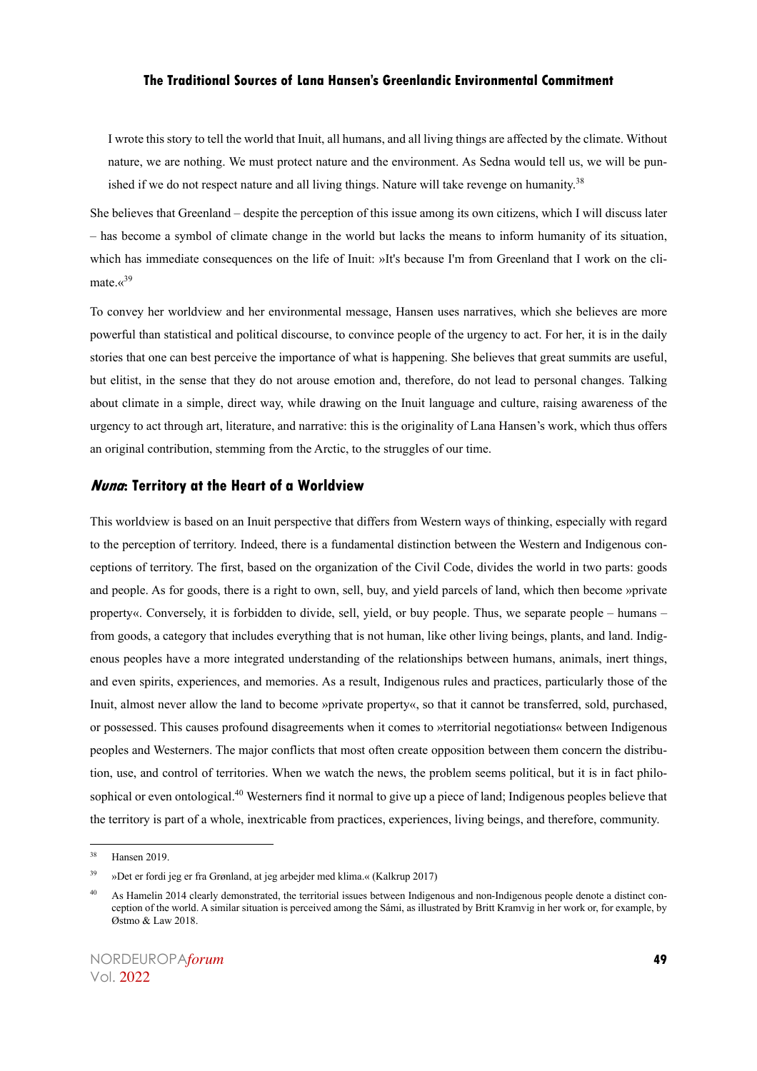> I wrote this story to tell the world that Inuit, all humans, and all living things are affected by the climate. Without nature, we are nothing. We must protect nature and the environment. As Sedna would tell us, we will be punished if we do not respect nature and all living things. Nature will take revenge on humanity.[38]

She believes that Greenland – despite the perception of this issue among its own citizens, which I will discuss later – has become a symbol of climate change in the world but lacks the means to inform humanity of its situation, which has immediate consequences on the life of Inuit: »It's because I'm from Greenland that I work on the climate.«[39]

To convey her worldview and her environmental message, Hansen uses narratives, which she believes are more powerful than statistical and political discourse, to convince people of the urgency to act. For her, it is in the daily stories that one can best perceive the importance of what is happening. She believes that great summits are useful, but elitist, in the sense that they do not arouse emotion and, therefore, do not lead to personal changes. Talking about climate in a simple, direct way, while drawing on the Inuit language and culture, raising awareness of the urgency to act through art, literature, and narrative: this is the originality of Lana Hansen's work, which thus offers an original contribution, stemming from the Arctic, to the struggles of our time.

## *Nuna*: Territory at the Heart of a Worldview

This worldview is based on an Inuit perspective that differs from Western ways of thinking, especially with regard to the perception of territory. Indeed, there is a fundamental distinction between the Western and Indigenous conceptions of territory. The first, based on the organization of the Civil Code, divides the world in two parts: goods and people. As for goods, there is a right to own, sell, buy, and yield parcels of land, which then become »private property«. Conversely, it is forbidden to divide, sell, yield, or buy people. Thus, we separate people – humans – from goods, a category that includes everything that is not human, like other living beings, plants, and land. Indigenous peoples have a more integrated understanding of the relationships between humans, animals, inert things, and even spirits, experiences, and memories. As a result, Indigenous rules and practices, particularly those of the Inuit, almost never allow the land to become »private property«, so that it cannot be transferred, sold, purchased, or possessed. This causes profound disagreements when it comes to »territorial negotiations« between Indigenous peoples and Westerners. The major conflicts that most often create opposition between them concern the distribution, use, and control of territories. When we watch the news, the problem seems political, but it is in fact philosophical or even ontological.[40] Westerners find it normal to give up a piece of land; Indigenous peoples believe that the territory is part of a whole, inextricable from practices, experiences, living beings, and therefore, community.

---

[38] Hansen 2019.

[39] »Det er fordi jeg er fra Grønland, at jeg arbejder med klima.« (Kalkrup 2017)

[40] As Hamelin 2014 clearly demonstrated, the territorial issues between Indigenous and non-Indigenous people denote a distinct conception of the world. A similar situation is perceived among the Sámi, as illustrated by Britt Kramvig in her work or, for example, by Østmo & Law 2018.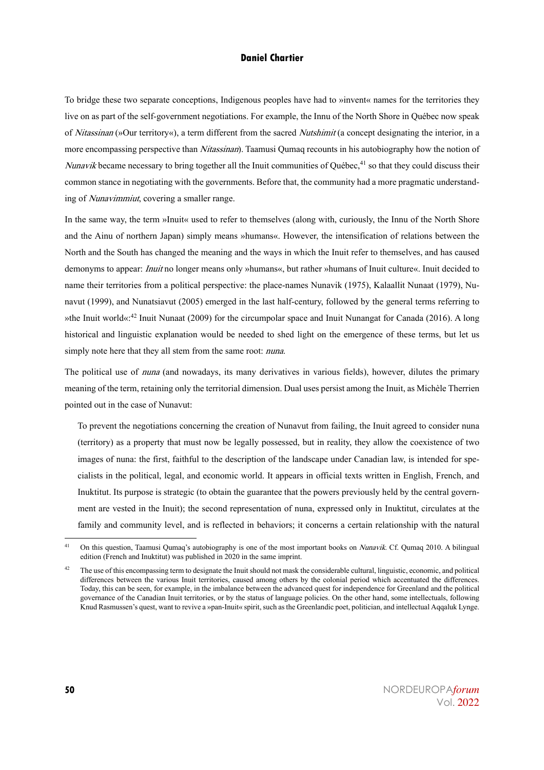To bridge these two separate conceptions, Indigenous peoples have had to »invent« names for the territories they live on as part of the self-government negotiations. For example, the Innu of the North Shore in Québec now speak of *Nitassinan* (»Our territory«), a term different from the sacred *Nutshimit* (a concept designating the interior, in a more encompassing perspective than *Nitassinan*). Taamusi Qumaq recounts in his autobiography how the notion of *Nunavik* became necessary to bring together all the Inuit communities of Québec,[41] so that they could discuss their common stance in negotiating with the governments. Before that, the community had a more pragmatic understanding of *Nunavimmiut*, covering a smaller range.

In the same way, the term »Inuit« used to refer to themselves (along with, curiously, the Innu of the North Shore and the Ainu of northern Japan) simply means »humans«. However, the intensification of relations between the North and the South has changed the meaning and the ways in which the Inuit refer to themselves, and has caused demonyms to appear: *Inuit* no longer means only »humans«, but rather »humans of Inuit culture«. Inuit decided to name their territories from a political perspective: the place-names Nunavik (1975), Kalaallit Nunaat (1979), Nunavut (1999), and Nunatsiavut (2005) emerged in the last half-century, followed by the general terms referring to »the Inuit world«:[42] Inuit Nunaat (2009) for the circumpolar space and Inuit Nunangat for Canada (2016). A long historical and linguistic explanation would be needed to shed light on the emergence of these terms, but let us simply note here that they all stem from the same root: *nuna*.

The political use of *nuna* (and nowadays, its many derivatives in various fields), however, dilutes the primary meaning of the term, retaining only the territorial dimension. Dual uses persist among the Inuit, as Michèle Therrien pointed out in the case of Nunavut:

> To prevent the negotiations concerning the creation of Nunavut from failing, the Inuit agreed to consider nuna (territory) as a property that must now be legally possessed, but in reality, they allow the coexistence of two images of nuna: the first, faithful to the description of the landscape under Canadian law, is intended for specialists in the political, legal, and economic world. It appears in official texts written in English, French, and Inuktitut. Its purpose is strategic (to obtain the guarantee that the powers previously held by the central government are vested in the Inuit); the second representation of nuna, expressed only in Inuktitut, circulates at the family and community level, and is reflected in behaviors; it concerns a certain relationship with the natural

---

[41] On this question, Taamusi Qumaq's autobiography is one of the most important books on *Nunavik*. Cf. Qumaq 2010. A bilingual edition (French and Inuktitut) was published in 2020 in the same imprint.

[42] The use of this encompassing term to designate the Inuit should not mask the considerable cultural, linguistic, economic, and political differences between the various Inuit territories, caused among others by the colonial period which accentuated the differences. Today, this can be seen, for example, in the imbalance between the advanced quest for independence for Greenland and the political governance of the Canadian Inuit territories, or by the status of language policies. On the other hand, some intellectuals, following Knud Rasmussen's quest, want to revive a »pan-Inuit« spirit, such as the Greenlandic poet, politician, and intellectual Aqqaluk Lynge.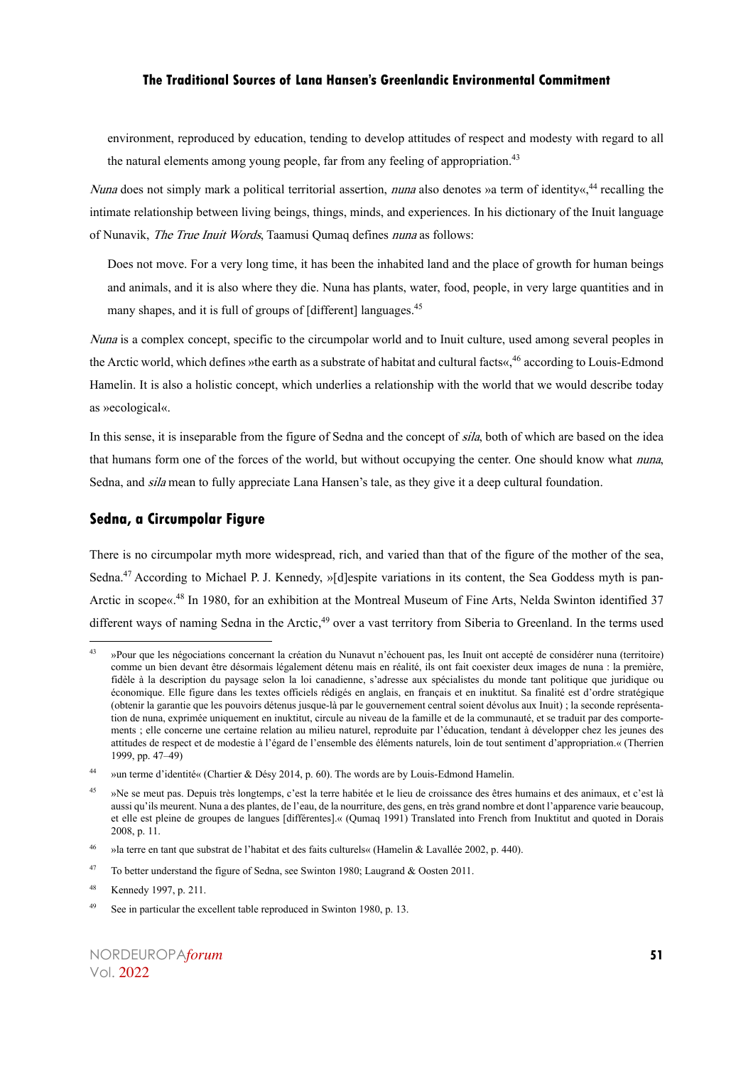environment, reproduced by education, tending to develop attitudes of respect and modesty with regard to all the natural elements among young people, far from any feeling of appropriation.[43]

*Nuna* does not simply mark a political territorial assertion, *nuna* also denotes »a term of identity«,[44] recalling the intimate relationship between living beings, things, minds, and experiences. In his dictionary of the Inuit language of Nunavik, *The True Inuit Words*, Taamusi Qumaq defines *nuna* as follows:

> Does not move. For a very long time, it has been the inhabited land and the place of growth for human beings and animals, and it is also where they die. Nuna has plants, water, food, people, in very large quantities and in many shapes, and it is full of groups of [different] languages.[45]

*Nuna* is a complex concept, specific to the circumpolar world and to Inuit culture, used among several peoples in the Arctic world, which defines »the earth as a substrate of habitat and cultural facts«,[46] according to Louis-Edmond Hamelin. It is also a holistic concept, which underlies a relationship with the world that we would describe today as »ecological«.

In this sense, it is inseparable from the figure of Sedna and the concept of *sila*, both of which are based on the idea that humans form one of the forces of the world, but without occupying the center. One should know what *nuna*, Sedna, and *sila* mean to fully appreciate Lana Hansen's tale, as they give it a deep cultural foundation.

## Sedna, a Circumpolar Figure

There is no circumpolar myth more widespread, rich, and varied than that of the figure of the mother of the sea, Sedna.[47] According to Michael P. J. Kennedy, »[d]espite variations in its content, the Sea Goddess myth is pan-Arctic in scope«.[48] In 1980, for an exhibition at the Montreal Museum of Fine Arts, Nelda Swinton identified 37 different ways of naming Sedna in the Arctic,[49] over a vast territory from Siberia to Greenland. In the terms used

---

[43] »Pour que les négociations concernant la création du Nunavut n'échouent pas, les Inuit ont accepté de considérer nuna (territoire) comme un bien devant être désormais légalement détenu mais en réalité, ils ont fait coexister deux images de nuna : la première, fidèle à la description du paysage selon la loi canadienne, s'adresse aux spécialistes du monde tant politique que juridique ou économique. Elle figure dans les textes officiels rédigés en anglais, en français et en inuktitut. Sa finalité est d'ordre stratégique (obtenir la garantie que les pouvoirs détenus jusque-là par le gouvernement central soient dévolus aux Inuit) ; la seconde représentation de nuna, exprimée uniquement en inuktitut, circule au niveau de la famille et de la communauté, et se traduit par des comportements ; elle concerne une certaine relation au milieu naturel, reproduite par l'éducation, tendant à développer chez les jeunes des attitudes de respect et de modestie à l'égard de l'ensemble des éléments naturels, loin de tout sentiment d'appropriation.« (Therrien 1999, pp. 47–49)

[44] »un terme d'identité« (Chartier & Désy 2014, p. 60). The words are by Louis-Edmond Hamelin.

[45] »Ne se meut pas. Depuis très longtemps, c'est la terre habitée et le lieu de croissance des êtres humains et des animaux, et c'est là aussi qu'ils meurent. Nuna a des plantes, de l'eau, de la nourriture, des gens, en très grand nombre et dont l'apparence varie beaucoup, et elle est pleine de groupes de langues [différentes].« (Qumaq 1991) Translated into French from Inuktitut and quoted in Dorais 2008, p. 11.

[46] »la terre en tant que substrat de l'habitat et des faits culturels« (Hamelin & Lavallée 2002, p. 440).

[47] To better understand the figure of Sedna, see Swinton 1980; Laugrand & Oosten 2011.

[48] Kennedy 1997, p. 211.

[49] See in particular the excellent table reproduced in Swinton 1980, p. 13.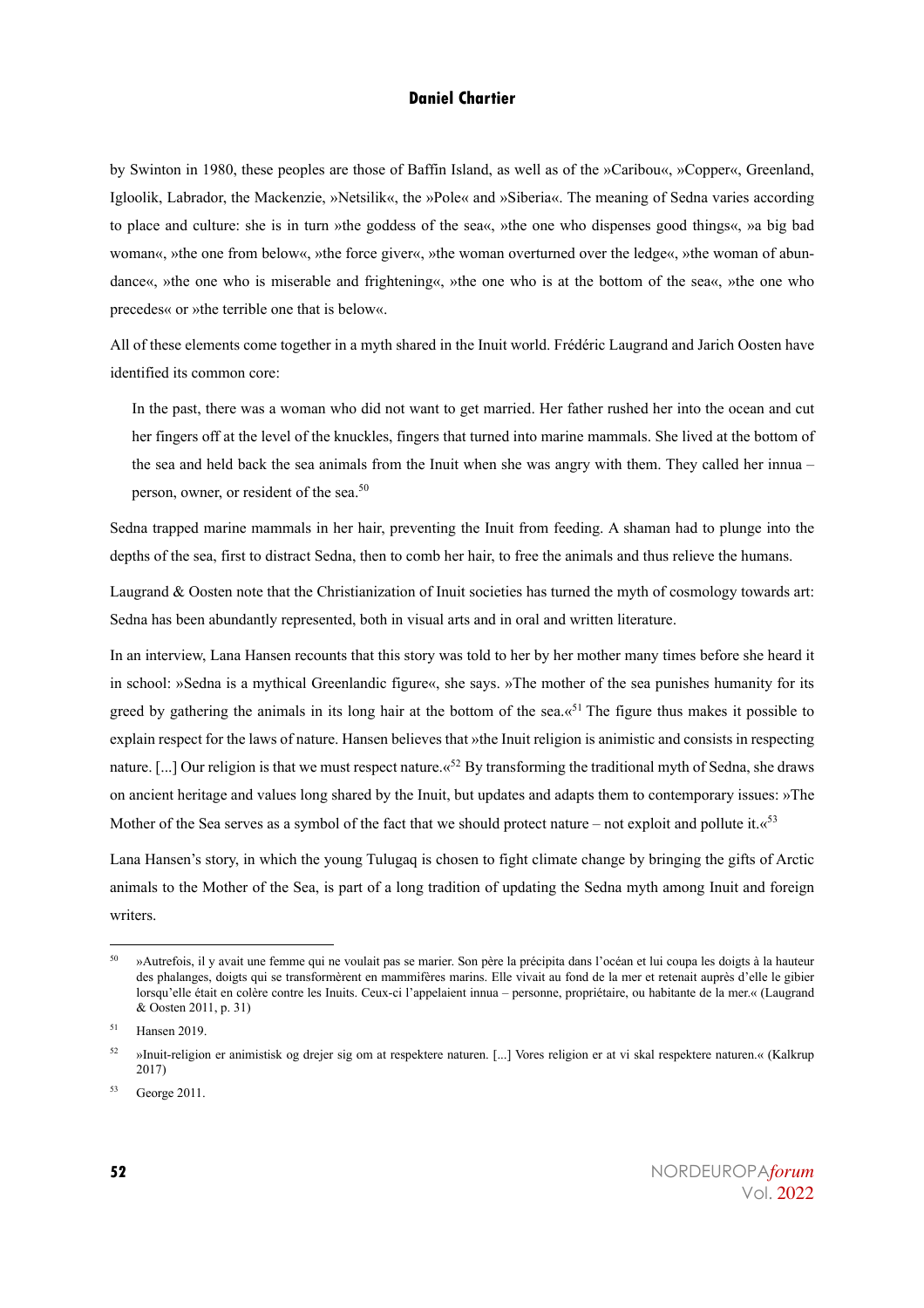by Swinton in 1980, these peoples are those of Baffin Island, as well as of the »Caribou«, »Copper«, Greenland, Igloolik, Labrador, the Mackenzie, »Netsilik«, the »Pole« and »Siberia«. The meaning of Sedna varies according to place and culture: she is in turn »the goddess of the sea«, »the one who dispenses good things«, »a big bad woman«, »the one from below«, »the force giver«, »the woman overturned over the ledge«, »the woman of abundance«, »the one who is miserable and frightening«, »the one who is at the bottom of the sea«, »the one who precedes« or »the terrible one that is below«.

All of these elements come together in a myth shared in the Inuit world. Frédéric Laugrand and Jarich Oosten have identified its common core:

> In the past, there was a woman who did not want to get married. Her father rushed her into the ocean and cut her fingers off at the level of the knuckles, fingers that turned into marine mammals. She lived at the bottom of the sea and held back the sea animals from the Inuit when she was angry with them. They called her innua – person, owner, or resident of the sea.[50]

Sedna trapped marine mammals in her hair, preventing the Inuit from feeding. A shaman had to plunge into the depths of the sea, first to distract Sedna, then to comb her hair, to free the animals and thus relieve the humans.

Laugrand & Oosten note that the Christianization of Inuit societies has turned the myth of cosmology towards art: Sedna has been abundantly represented, both in visual arts and in oral and written literature.

In an interview, Lana Hansen recounts that this story was told to her by her mother many times before she heard it in school: »Sedna is a mythical Greenlandic figure«, she says. »The mother of the sea punishes humanity for its greed by gathering the animals in its long hair at the bottom of the sea.«[51] The figure thus makes it possible to explain respect for the laws of nature. Hansen believes that »the Inuit religion is animistic and consists in respecting nature. [...] Our religion is that we must respect nature.«[52] By transforming the traditional myth of Sedna, she draws on ancient heritage and values long shared by the Inuit, but updates and adapts them to contemporary issues: »The Mother of the Sea serves as a symbol of the fact that we should protect nature – not exploit and pollute it.«[53]

Lana Hansen's story, in which the young Tulugaq is chosen to fight climate change by bringing the gifts of Arctic animals to the Mother of the Sea, is part of a long tradition of updating the Sedna myth among Inuit and foreign writers.

---

[50] »Autrefois, il y avait une femme qui ne voulait pas se marier. Son père la précipita dans l'océan et lui coupa les doigts à la hauteur des phalanges, doigts qui se transformèrent en mammifères marins. Elle vivait au fond de la mer et retenait auprès d'elle le gibier lorsqu'elle était en colère contre les Inuits. Ceux-ci l'appelaient innua – personne, propriétaire, ou habitante de la mer.« (Laugrand & Oosten 2011, p. 31)

[51] Hansen 2019.

[52] »Inuit-religion er animistisk og drejer sig om at respektere naturen. [...] Vores religion er at vi skal respektere naturen.« (Kalkrup 2017)

[53] George 2011.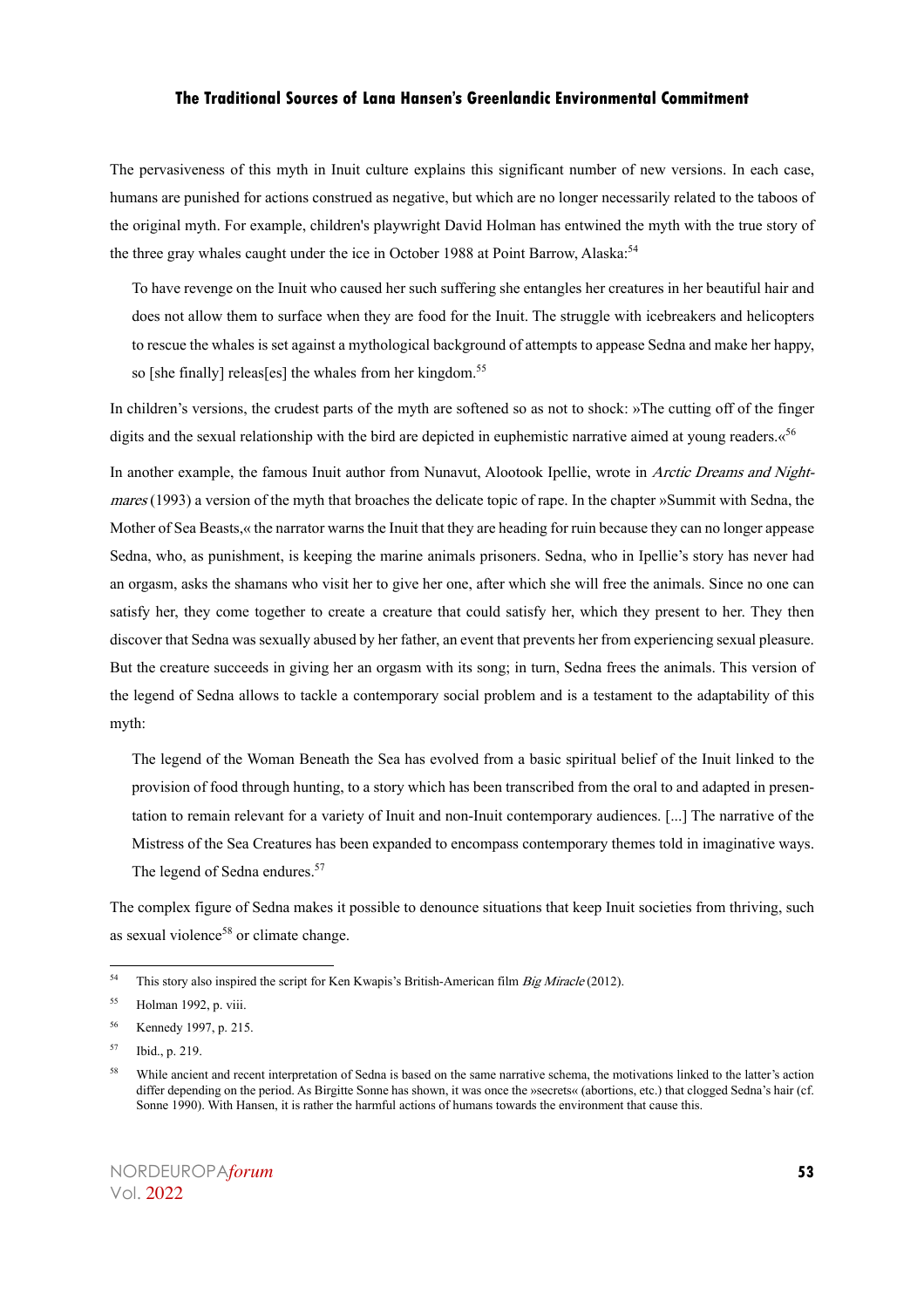The pervasiveness of this myth in Inuit culture explains this significant number of new versions. In each case, humans are punished for actions construed as negative, but which are no longer necessarily related to the taboos of the original myth. For example, children's playwright David Holman has entwined the myth with the true story of the three gray whales caught under the ice in October 1988 at Point Barrow, Alaska:[54]

> To have revenge on the Inuit who caused her such suffering she entangles her creatures in her beautiful hair and does not allow them to surface when they are food for the Inuit. The struggle with icebreakers and helicopters to rescue the whales is set against a mythological background of attempts to appease Sedna and make her happy, so [she finally] releas[es] the whales from her kingdom.[55]

In children's versions, the crudest parts of the myth are softened so as not to shock: »The cutting off of the finger digits and the sexual relationship with the bird are depicted in euphemistic narrative aimed at young readers.«[56]

In another example, the famous Inuit author from Nunavut, Alootook Ipellie, wrote in *Arctic Dreams and Nightmares* (1993) a version of the myth that broaches the delicate topic of rape. In the chapter »Summit with Sedna, the Mother of Sea Beasts,« the narrator warns the Inuit that they are heading for ruin because they can no longer appease Sedna, who, as punishment, is keeping the marine animals prisoners. Sedna, who in Ipellie's story has never had an orgasm, asks the shamans who visit her to give her one, after which she will free the animals. Since no one can satisfy her, they come together to create a creature that could satisfy her, which they present to her. They then discover that Sedna was sexually abused by her father, an event that prevents her from experiencing sexual pleasure. But the creature succeeds in giving her an orgasm with its song; in turn, Sedna frees the animals. This version of the legend of Sedna allows to tackle a contemporary social problem and is a testament to the adaptability of this myth:

> The legend of the Woman Beneath the Sea has evolved from a basic spiritual belief of the Inuit linked to the provision of food through hunting, to a story which has been transcribed from the oral to and adapted in presentation to remain relevant for a variety of Inuit and non-Inuit contemporary audiences. [...] The narrative of the Mistress of the Sea Creatures has been expanded to encompass contemporary themes told in imaginative ways. The legend of Sedna endures.[57]

The complex figure of Sedna makes it possible to denounce situations that keep Inuit societies from thriving, such as sexual violence[58] or climate change.

---

[54] This story also inspired the script for Ken Kwapis's British-American film *Big Miracle* (2012).

[55] Holman 1992, p. viii.

[56] Kennedy 1997, p. 215.

[57] Ibid., p. 219.

[58] While ancient and recent interpretation of Sedna is based on the same narrative schema, the motivations linked to the latter's action differ depending on the period. As Birgitte Sonne has shown, it was once the »secrets« (abortions, etc.) that clogged Sedna's hair (cf. Sonne 1990). With Hansen, it is rather the harmful actions of humans towards the environment that cause this.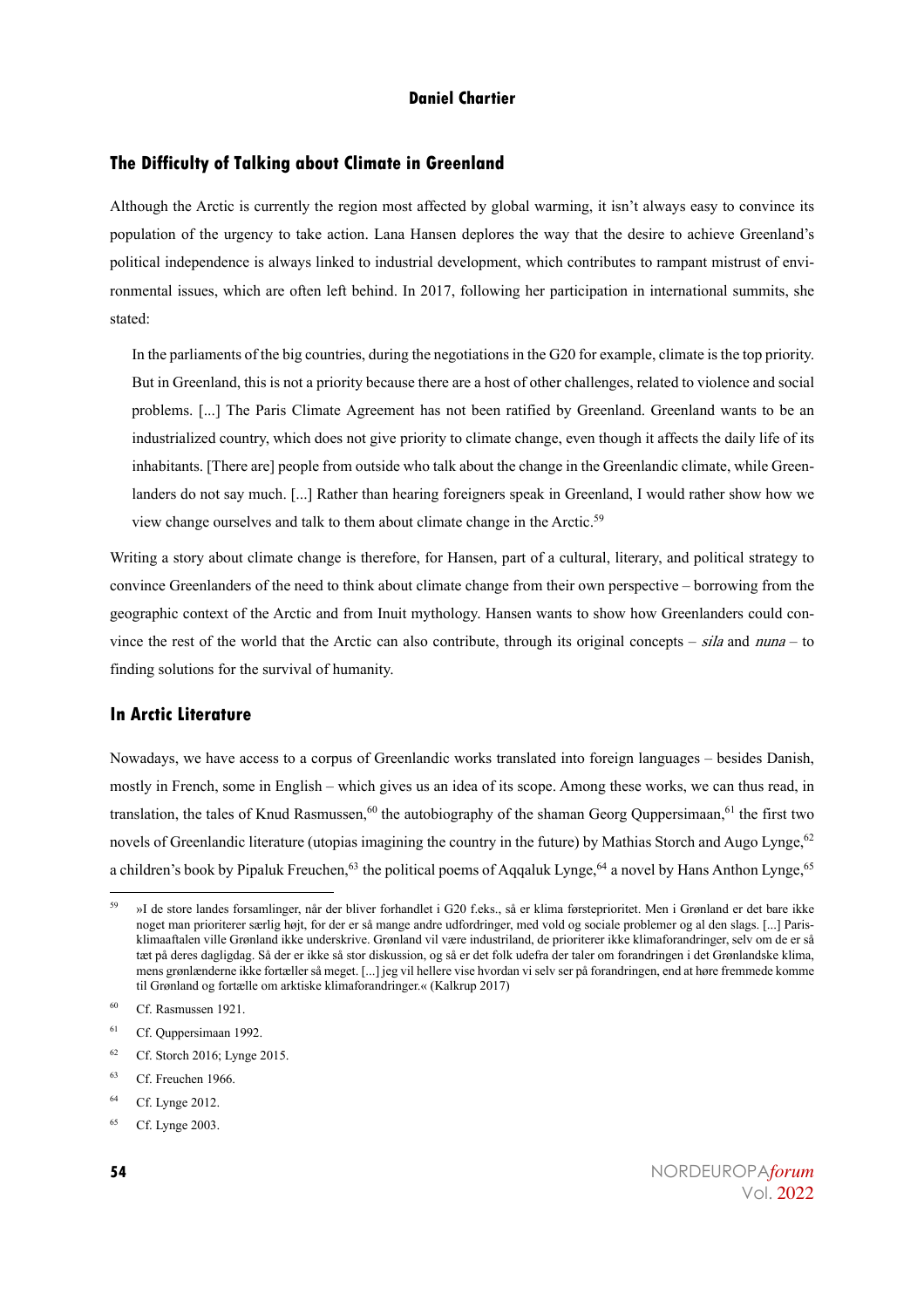## The Difficulty of Talking about Climate in Greenland

Although the Arctic is currently the region most affected by global warming, it isn't always easy to convince its population of the urgency to take action. Lana Hansen deplores the way that the desire to achieve Greenland's political independence is always linked to industrial development, which contributes to rampant mistrust of environmental issues, which are often left behind. In 2017, following her participation in international summits, she stated:

> In the parliaments of the big countries, during the negotiations in the G20 for example, climate is the top priority. But in Greenland, this is not a priority because there are a host of other challenges, related to violence and social problems. [...] The Paris Climate Agreement has not been ratified by Greenland. Greenland wants to be an industrialized country, which does not give priority to climate change, even though it affects the daily life of its inhabitants. [There are] people from outside who talk about the change in the Greenlandic climate, while Greenlanders do not say much. [...] Rather than hearing foreigners speak in Greenland, I would rather show how we view change ourselves and talk to them about climate change in the Arctic.[59]

Writing a story about climate change is therefore, for Hansen, part of a cultural, literary, and political strategy to convince Greenlanders of the need to think about climate change from their own perspective – borrowing from the geographic context of the Arctic and from Inuit mythology. Hansen wants to show how Greenlanders could convince the rest of the world that the Arctic can also contribute, through its original concepts – *sila* and *nuna* – to finding solutions for the survival of humanity.

## In Arctic Literature

Nowadays, we have access to a corpus of Greenlandic works translated into foreign languages – besides Danish, mostly in French, some in English – which gives us an idea of its scope. Among these works, we can thus read, in translation, the tales of Knud Rasmussen,[60] the autobiography of the shaman Georg Quppersimaan,[61] the first two novels of Greenlandic literature (utopias imagining the country in the future) by Mathias Storch and Augo Lynge,[62] a children's book by Pipaluk Freuchen,[63] the political poems of Aqqaluk Lynge,[64] a novel by Hans Anthon Lynge,[65]

---

[59] »I de store landes forsamlinger, når der bliver forhandlet i G20 f.eks., så er klima førsteprioritet. Men i Grønland er det bare ikke noget man prioriterer særlig højt, for der er så mange andre udfordringer, med vold og sociale problemer og al den slags. [...] Paris-klimaaftalen ville Grønland ikke underskrive. Grønland vil være industriland, de prioriterer ikke klimaforandringer, selv om de er så tæt på deres dagligdag. Så der er ikke så stor diskussion, og så er det folk udefra der taler om forandringen i det Grønlandske klima, mens grønlænderne ikke fortæller så meget. [...] jeg vil hellere vise hvordan vi selv ser på forandringen, end at høre fremmede komme til Grønland og fortælle om arktiske klimaforandringer.« (Kalkrup 2017)

[60] Cf. Rasmussen 1921.

[61] Cf. Quppersimaan 1992.

[62] Cf. Storch 2016; Lynge 2015.

[63] Cf. Freuchen 1966.

[64] Cf. Lynge 2012.

[65] Cf. Lynge 2003.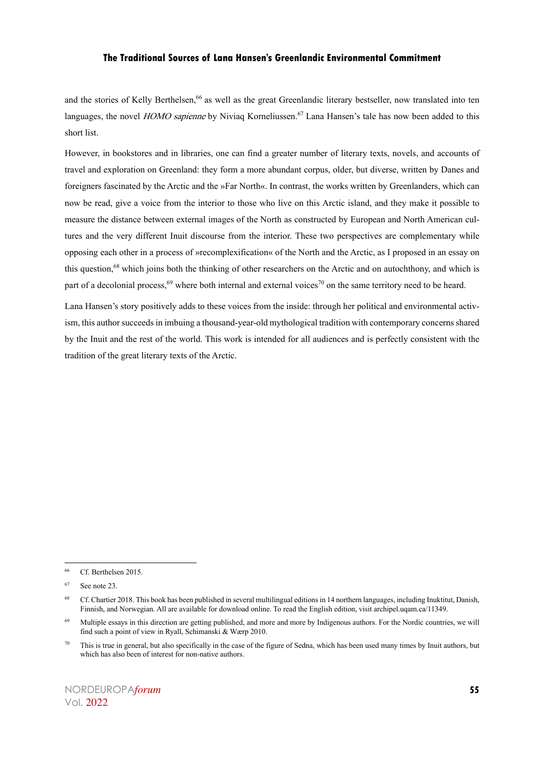and the stories of Kelly Berthelsen,[66] as well as the great Greenlandic literary bestseller, now translated into ten languages, the novel *HOMO sapienne* by Niviaq Korneliussen.[67] Lana Hansen's tale has now been added to this short list.

However, in bookstores and in libraries, one can find a greater number of literary texts, novels, and accounts of travel and exploration on Greenland: they form a more abundant corpus, older, but diverse, written by Danes and foreigners fascinated by the Arctic and the »Far North«. In contrast, the works written by Greenlanders, which can now be read, give a voice from the interior to those who live on this Arctic island, and they make it possible to measure the distance between external images of the North as constructed by European and North American cultures and the very different Inuit discourse from the interior. These two perspectives are complementary while opposing each other in a process of »recomplexification« of the North and the Arctic, as I proposed in an essay on this question,[68] which joins both the thinking of other researchers on the Arctic and on autochthony, and which is part of a decolonial process,[69] where both internal and external voices[70] on the same territory need to be heard.

Lana Hansen's story positively adds to these voices from the inside: through her political and environmental activism, this author succeeds in imbuing a thousand-year-old mythological tradition with contemporary concerns shared by the Inuit and the rest of the world. This work is intended for all audiences and is perfectly consistent with the tradition of the great literary texts of the Arctic.

---

[66] Cf. Berthelsen 2015.

[67] See note 23.

[68] Cf. Chartier 2018. This book has been published in several multilingual editions in 14 northern languages, including Inuktitut, Danish, Finnish, and Norwegian. All are available for download online. To read the English edition, visit archipel.uqam.ca/11349.

[69] Multiple essays in this direction are getting published, and more and more by Indigenous authors. For the Nordic countries, we will find such a point of view in Ryall, Schimanski & Wærp 2010.

[70] This is true in general, but also specifically in the case of the figure of Sedna, which has been used many times by Inuit authors, but which has also been of interest for non-native authors.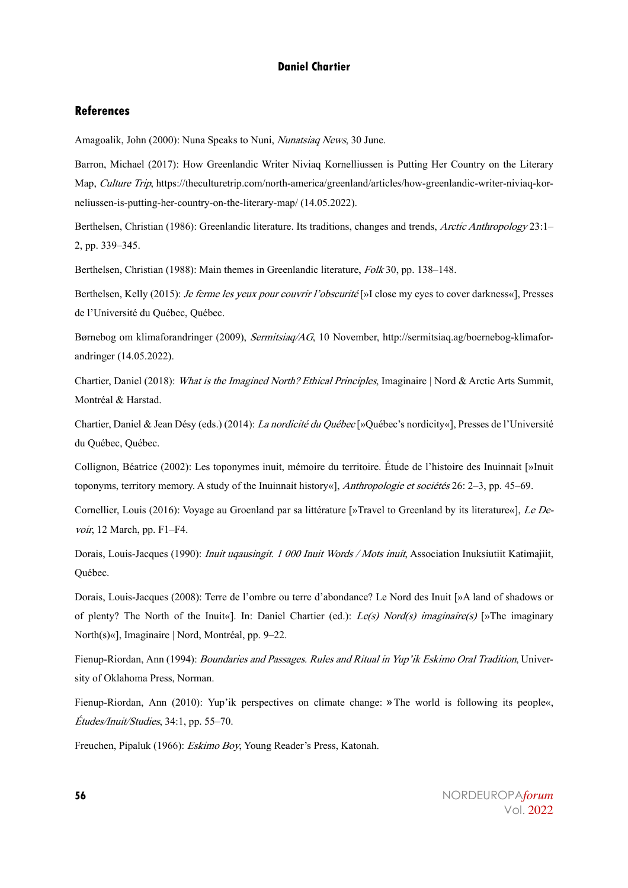## References

Amagoalik, John (2000): Nuna Speaks to Nuni, *Nunatsiaq News*, 30 June.

Barron, Michael (2017): How Greenlandic Writer Niviaq Kornelliussen is Putting Her Country on the Literary Map, *Culture Trip*, https://theculturetrip.com/north-america/greenland/articles/how-greenlandic-writer-niviaq-korneliussen-is-putting-her-country-on-the-literary-map/ (14.05.2022).

Berthelsen, Christian (1986): Greenlandic literature. Its traditions, changes and trends, *Arctic Anthropology* 23:1–2, pp. 339–345.

Berthelsen, Christian (1988): Main themes in Greenlandic literature, *Folk* 30, pp. 138–148.

Berthelsen, Kelly (2015): *Je ferme les yeux pour couvrir l'obscurité* [»I close my eyes to cover darkness«], Presses de l'Université du Québec, Québec.

Børnebog om klimaforandringer (2009), *Sermitsiaq/AG*, 10 November, http://sermitsiaq.ag/boernebog-klimaforandringer (14.05.2022).

Chartier, Daniel (2018): *What is the Imagined North? Ethical Principles*, Imaginaire | Nord & Arctic Arts Summit, Montréal & Harstad.

Chartier, Daniel & Jean Désy (eds.) (2014): *La nordicité du Québec* [»Québec's nordicity«], Presses de l'Université du Québec, Québec.

Collignon, Béatrice (2002): Les toponymes inuit, mémoire du territoire. Étude de l'histoire des Inuinnait [»Inuit toponyms, territory memory. A study of the Inuinnait history«], *Anthropologie et sociétés* 26: 2–3, pp. 45–69.

Cornellier, Louis (2016): Voyage au Groenland par sa littérature [»Travel to Greenland by its literature«], *Le Devoir*, 12 March, pp. F1–F4.

Dorais, Louis-Jacques (1990): *Inuit uqausingit. 1 000 Inuit Words / Mots inuit*, Association Inuksiutiit Katimajiit, Québec.

Dorais, Louis-Jacques (2008): Terre de l'ombre ou terre d'abondance? Le Nord des Inuit [»A land of shadows or of plenty? The North of the Inuit«]. In: Daniel Chartier (ed.): *Le(s) Nord(s) imaginaire(s)* [»The imaginary North(s)«], Imaginaire | Nord, Montréal, pp. 9–22.

Fienup-Riordan, Ann (1994): *Boundaries and Passages. Rules and Ritual in Yup'ik Eskimo Oral Tradition*, University of Oklahoma Press, Norman.

Fienup-Riordan, Ann (2010): Yup'ik perspectives on climate change: »The world is following its people«, *Études/Inuit/Studies*, 34:1, pp. 55–70.

Freuchen, Pipaluk (1966): *Eskimo Boy*, Young Reader's Press, Katonah.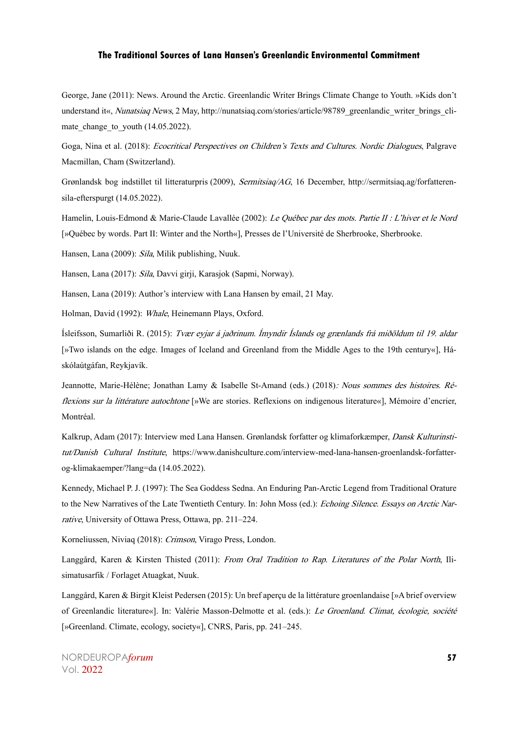George, Jane (2011): News. Around the Arctic. Greenlandic Writer Brings Climate Change to Youth. »Kids don't understand it«, *Nunatsiaq News*, 2 May, http://nunatsiaq.com/stories/article/98789_greenlandic_writer_brings_climate_change_to_youth (14.05.2022).

Goga, Nina et al. (2018): *Ecocritical Perspectives on Children's Texts and Cultures. Nordic Dialogues*, Palgrave Macmillan, Cham (Switzerland).

Grønlandsk bog indstillet til litteraturpris (2009), *Sermitsiaq/AG*, 16 December, http://sermitsiaq.ag/forfatteren-sila-efterspurgt (14.05.2022).

Hamelin, Louis-Edmond & Marie-Claude Lavallée (2002): *Le Québec par des mots. Partie II : L'hiver et le Nord* [»Québec by words. Part II: Winter and the North«], Presses de l'Université de Sherbrooke, Sherbrooke.

Hansen, Lana (2009): *Sila*, Milik publishing, Nuuk.

Hansen, Lana (2017): *Sila*, Davvi girji, Karasjok (Sapmi, Norway).

Hansen, Lana (2019): Author's interview with Lana Hansen by email, 21 May.

Holman, David (1992): *Whale*, Heinemann Plays, Oxford.

Ísleifsson, Sumarliði R. (2015): *Tvær eyjar á jaðrinum. Ímyndir Íslands og grænlands frá miðöldum til 19. aldar* [»Two islands on the edge. Images of Iceland and Greenland from the Middle Ages to the 19th century«], Háskólaútgáfan, Reykjavík.

Jeannotte, Marie-Hélène; Jonathan Lamy & Isabelle St-Amand (eds.) (2018)*: Nous sommes des histoires. Réflexions sur la littérature autochtone* [»We are stories. Reflexions on indigenous literature«], Mémoire d'encrier, Montréal.

Kalkrup, Adam (2017): Interview med Lana Hansen. Grønlandsk forfatter og klimaforkæmper, *Dansk Kulturinstitut/Danish Cultural Institute*, https://www.danishculture.com/interview-med-lana-hansen-groenlandsk-forfatter-og-klimakaemper/?lang=da (14.05.2022).

Kennedy, Michael P. J. (1997): The Sea Goddess Sedna. An Enduring Pan-Arctic Legend from Traditional Orature to the New Narratives of the Late Twentieth Century. In: John Moss (ed.): *Echoing Silence. Essays on Arctic Narrative*, University of Ottawa Press, Ottawa, pp. 211–224.

Korneliussen, Niviaq (2018): *Crimson*, Virago Press, London.

Langgård, Karen & Kirsten Thisted (2011): *From Oral Tradition to Rap. Literatures of the Polar North*, Ilisimatusarfik / Forlaget Atuagkat, Nuuk.

Langgård, Karen & Birgit Kleist Pedersen (2015): Un bref aperçu de la littérature groenlandaise [»A brief overview of Greenlandic literature«]. In: Valérie Masson-Delmotte et al. (eds.): *Le Groenland. Climat, écologie, société* [»Greenland. Climate, ecology, society«], CNRS, Paris, pp. 241–245.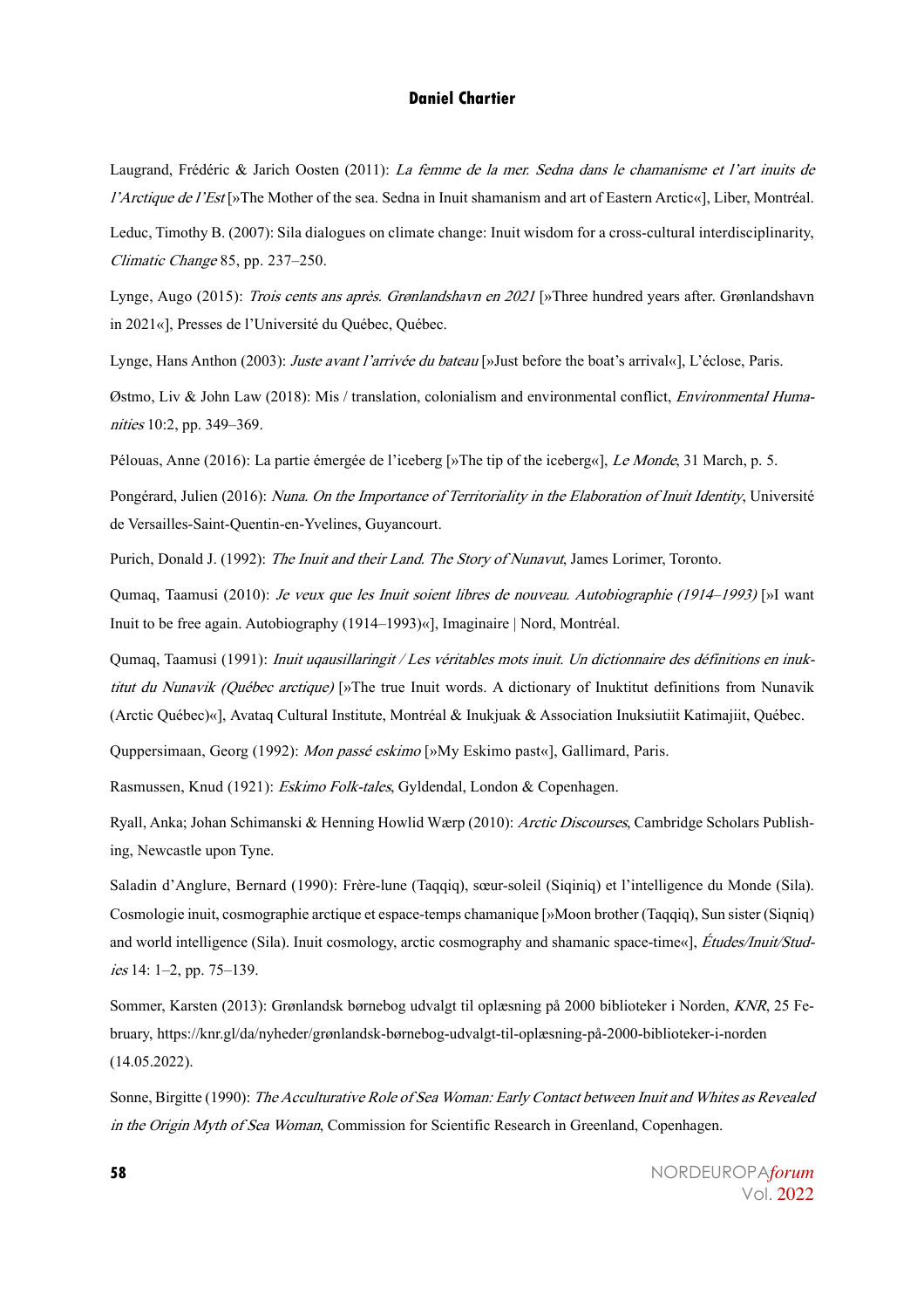Laugrand, Frédéric & Jarich Oosten (2011): *La femme de la mer. Sedna dans le chamanisme et l'art inuits de l'Arctique de l'Est* [»The Mother of the sea. Sedna in Inuit shamanism and art of Eastern Arctic«], Liber, Montréal.

Leduc, Timothy B. (2007): Sila dialogues on climate change: Inuit wisdom for a cross-cultural interdisciplinarity, *Climatic Change* 85, pp. 237–250.

Lynge, Augo (2015): *Trois cents ans après. Grønlandshavn en 2021* [»Three hundred years after. Grønlandshavn in 2021«], Presses de l'Université du Québec, Québec.

Lynge, Hans Anthon (2003): *Juste avant l'arrivée du bateau* [»Just before the boat's arrival«], L'éclose, Paris.

Østmo, Liv & John Law (2018): Mis / translation, colonialism and environmental conflict, *Environmental Humanities* 10:2, pp. 349–369.

Pélouas, Anne (2016): La partie émergée de l'iceberg [»The tip of the iceberg«], *Le Monde*, 31 March, p. 5.

Pongérard, Julien (2016): *Nuna. On the Importance of Territoriality in the Elaboration of Inuit Identity*, Université de Versailles-Saint-Quentin-en-Yvelines, Guyancourt.

Purich, Donald J. (1992): *The Inuit and their Land. The Story of Nunavut*, James Lorimer, Toronto.

Qumaq, Taamusi (2010): *Je veux que les Inuit soient libres de nouveau. Autobiographie (1914–1993)* [»I want Inuit to be free again. Autobiography (1914–1993)«], Imaginaire | Nord, Montréal.

Qumaq, Taamusi (1991): *Inuit uqausillaringit / Les véritables mots inuit. Un dictionnaire des définitions en inuktitut du Nunavik (Québec arctique)* [»The true Inuit words. A dictionary of Inuktitut definitions from Nunavik (Arctic Québec)«], Avataq Cultural Institute, Montréal & Inukjuak & Association Inuksiutiit Katimajiit, Québec.

Quppersimaan, Georg (1992): *Mon passé eskimo* [»My Eskimo past«], Gallimard, Paris.

Rasmussen, Knud (1921): *Eskimo Folk-tales*, Gyldendal, London & Copenhagen.

Ryall, Anka; Johan Schimanski & Henning Howlid Wærp (2010): *Arctic Discourses*, Cambridge Scholars Publishing, Newcastle upon Tyne.

Saladin d'Anglure, Bernard (1990): Frère-lune (Taqqiq), sœur-soleil (Siqiniq) et l'intelligence du Monde (Sila). Cosmologie inuit, cosmographie arctique et espace-temps chamanique [»Moon brother (Taqqiq), Sun sister (Siqniq) and world intelligence (Sila). Inuit cosmology, arctic cosmography and shamanic space-time«], *Études/Inuit/Studies* 14: 1–2, pp. 75–139.

Sommer, Karsten (2013): Grønlandsk børnebog udvalgt til oplæsning på 2000 biblioteker i Norden, *KNR*, 25 February, https://knr.gl/da/nyheder/grønlandsk-børnebog-udvalgt-til-oplæsning-på-2000-biblioteker-i-norden (14.05.2022).

Sonne, Birgitte (1990): *The Acculturative Role of Sea Woman: Early Contact between Inuit and Whites as Revealed in the Origin Myth of Sea Woman*, Commission for Scientific Research in Greenland, Copenhagen.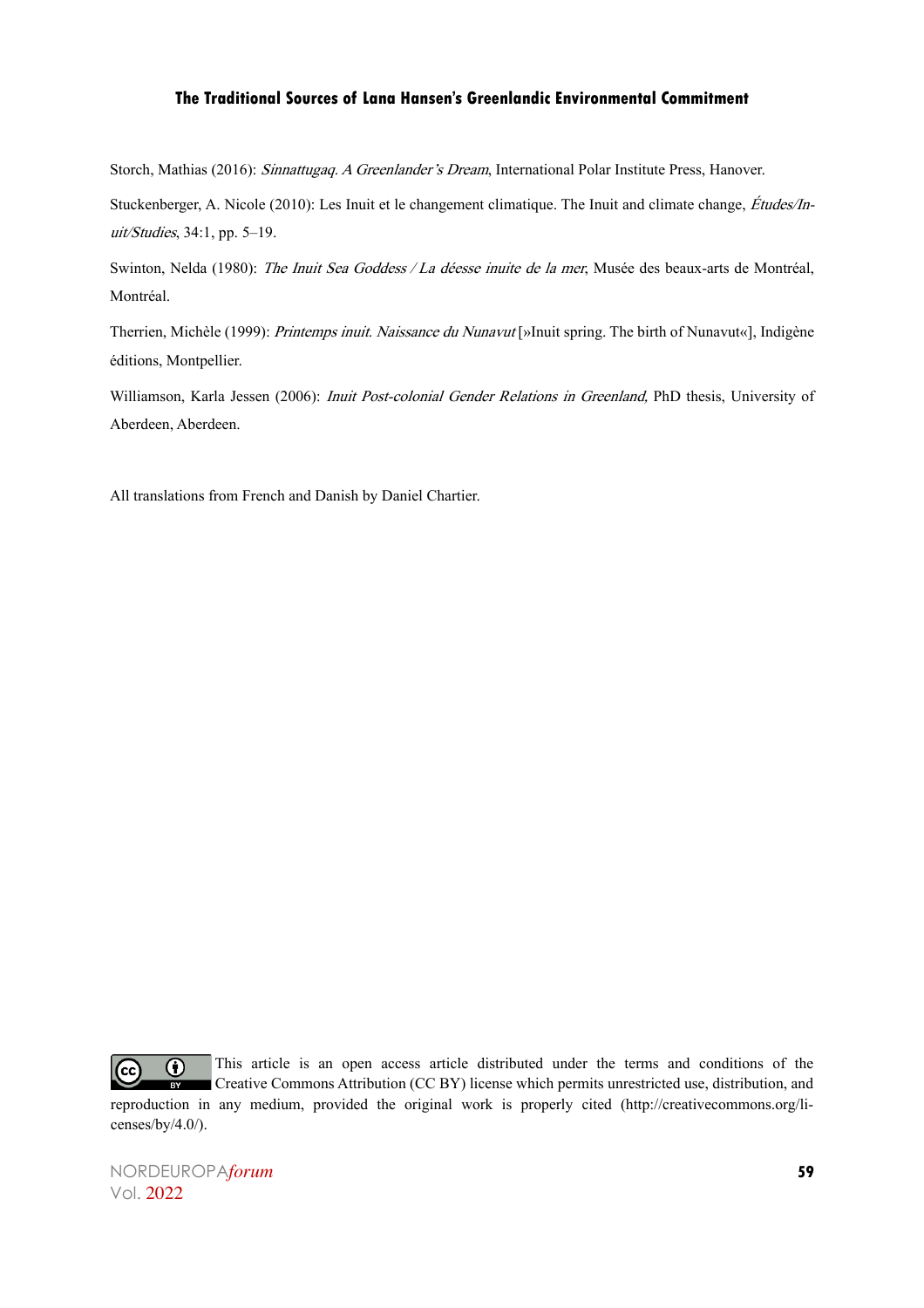Storch, Mathias (2016): *Sinnattugaq. A Greenlander's Dream*, International Polar Institute Press, Hanover.

Stuckenberger, A. Nicole (2010): Les Inuit et le changement climatique. The Inuit and climate change, *Études/Inuit/Studies*, 34:1, pp. 5–19.

Swinton, Nelda (1980): *The Inuit Sea Goddess / La déesse inuite de la mer*, Musée des beaux-arts de Montréal, Montréal.

Therrien, Michèle (1999): *Printemps inuit. Naissance du Nunavut* [»Inuit spring. The birth of Nunavut«], Indigène éditions, Montpellier.

Williamson, Karla Jessen (2006): *Inuit Post-colonial Gender Relations in Greenland*, PhD thesis, University of Aberdeen, Aberdeen.

All translations from French and Danish by Daniel Chartier.

This article is an open access article distributed under the terms and conditions of the Creative Commons Attribution (CC BY) license which permits unrestricted use, distribution, and reproduction in any medium, provided the original work is properly cited (http://creativecommons.org/licenses/by/4.0/).